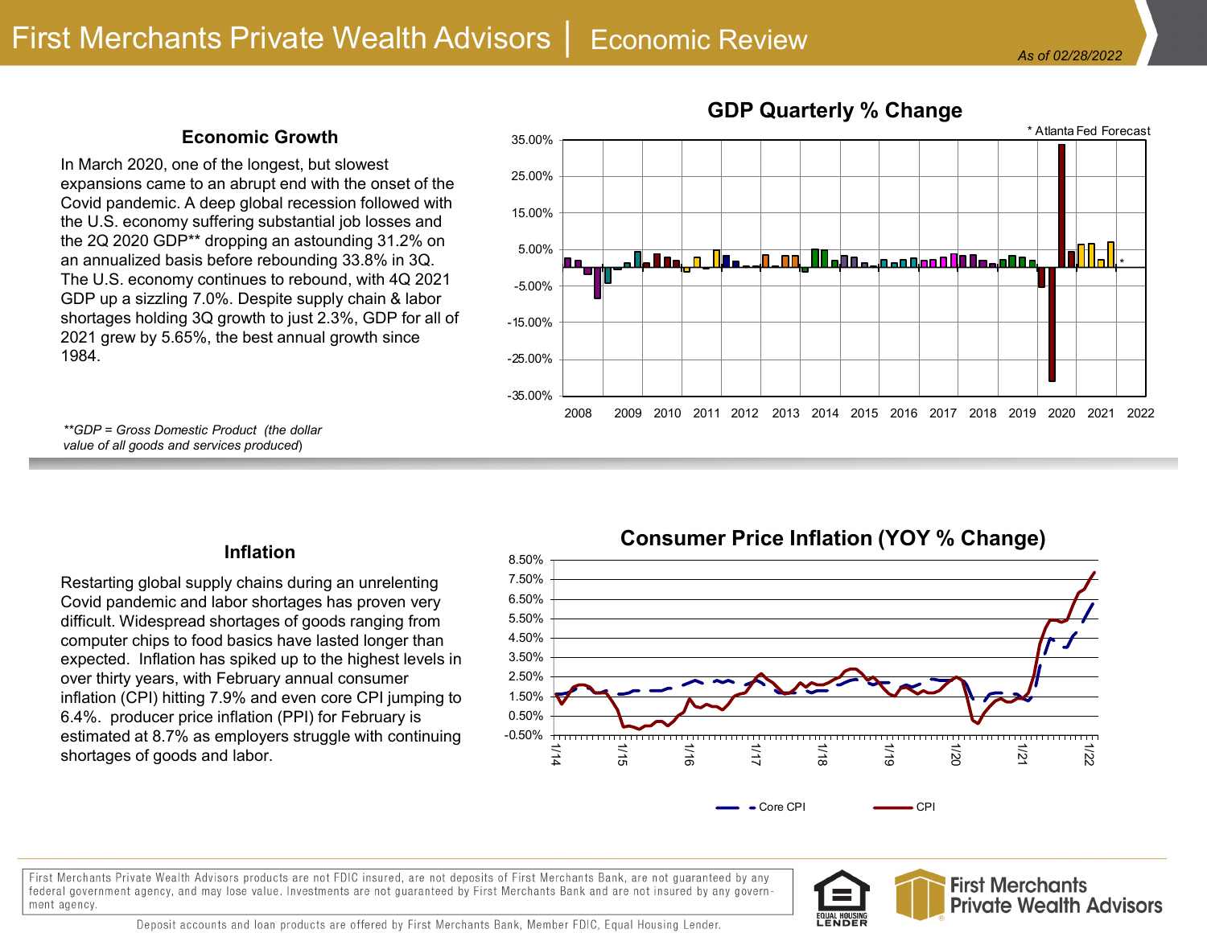# First Merchants Private Wealth Advisors | Economic Review

*As of 02/28/2022*

## Economic Growth

In March 2020, one of the longest, but slowest expansions came to an abrupt end with the onset of the Covid pandemic. A deep global recession followed with the U.S. economy suffering substantial job losses and the 2Q 2020 GDP** dropping an astounding 31.2% on an annualized basis before rebounding 33.8% in 3Q. The U.S. economy continues to rebound, with 4Q 2021 GDP up a sizzling 7.0%. Despite supply chain & labor shortages holding 3Q growth to just 2.3%, GDP for all of 2021 grew by 5.65%, the best annual growth since 1984.

*\*\*GDP = Gross Domestic Product (the dollar value of all goods and services produced)*

**GDP Quarterly % Change**

\* Atlanta Fed Forecast

## Inflation

Restarting global supply chains during an unrelenting Covid pandemic and labor shortages has proven very difficult. Widespread shortages of goods ranging from computer chips to food basics have lasted longer than expected. Inflation has spiked up to the highest levels in over thirty years, with February annual consumer inflation (CPI) hitting 7.9% and even core CPI jumping to 6.4%. producer price inflation (PPI) for February is estimated at 8.7% as employers struggle with continuing shortages of goods and labor.

**Consumer Price Inflation (YOY % Change)**

Core CPI — CPI

First Merchants Private Wealth Advisors products are not FDIC insured, are not deposits of First Merchants Bank, are not guaranteed by any federal government agency, and may lose value. Investments are not guaranteed by First Merchants Bank and are not insured by any government agency.

Deposit accounts and loan products are offered by First Merchants Bank, Member FDIC, Equal Housing Lender.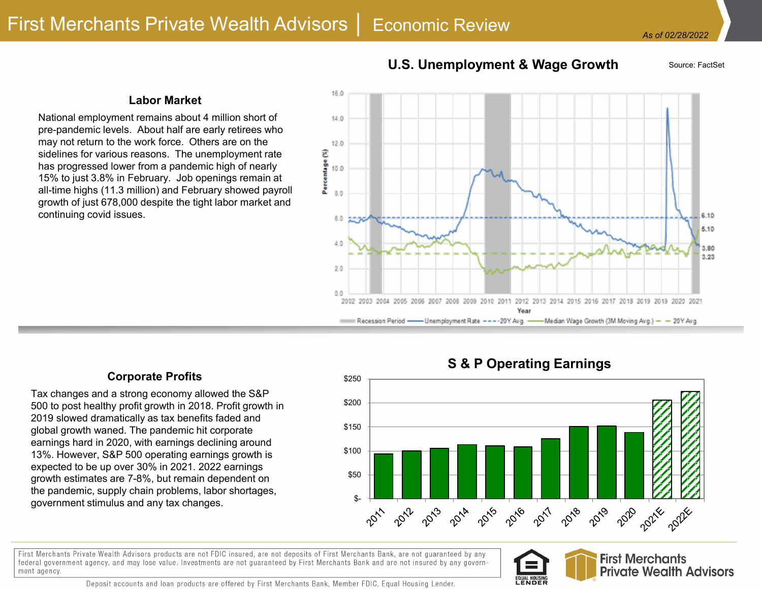## Labor Market

National employment remains about 4 million short of pre-pandemic levels. About half are early retirees who may not return to the work force. Others are on the sidelines for various reasons. The unemployment rate has progressed lower from a pandemic high of nearly 15% to just 3.8% in February. Job openings remain at all-time highs (11.3 million) and February showed payroll growth of just 678,000 despite the tight labor market and continuing covid issues.

### U.S. Unemployment & Wage Growth

Source: FactSet

## Corporate Profits

Tax changes and a strong economy allowed the S&P 500 to post healthy profit growth in 2018. Profit growth in 2019 slowed dramatically as tax benefits faded and global growth waned. The pandemic hit corporate earnings hard in 2020, with earnings declining around 13%. However, S&P 500 operating earnings growth is expected to be up over 30% in 2021. 2022 earnings growth estimates are 7-8%, but remain dependent on the pandemic, supply chain problems, labor shortages, government stimulus and any tax changes.

### S & P Operating Earnings

First Merchants Private Wealth Advisors products are not FDIC insured, are not deposits of First Merchants Bank, are not guaranteed by any federal government agency, and may lose value. Investments are not guaranteed by First Merchants Bank and are not insured by any government agency.

Deposit accounts and loan products are offered by First Merchants Bank, Member FDIC, Equal Housing Lender.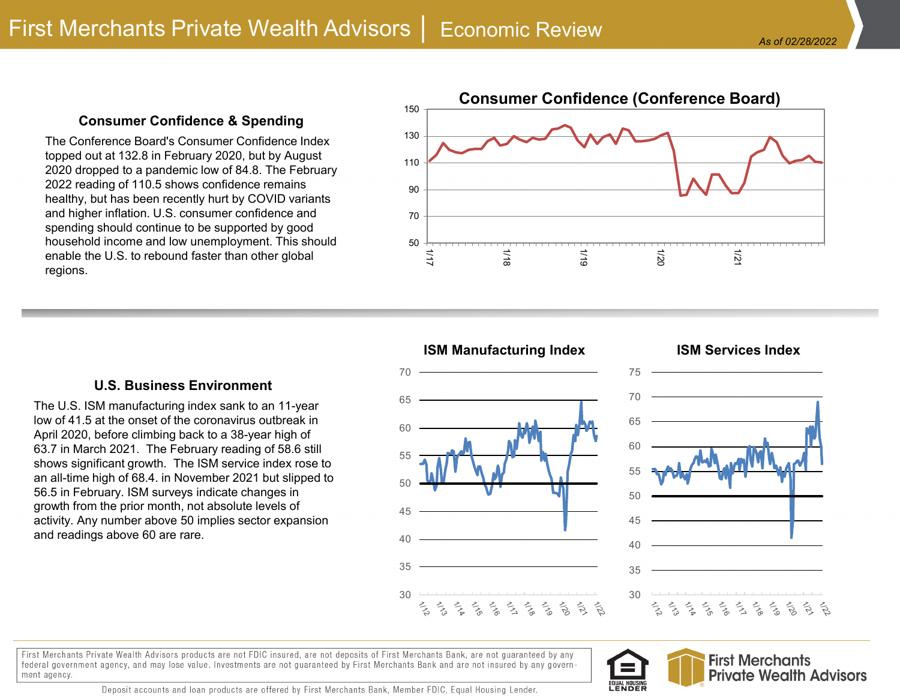# First Merchants Private Wealth Advisors | Economic Review

*As of 02/28/2022*

### Consumer Confidence & Spending

The Conference Board's Consumer Confidence Index topped out at 132.8 in February 2020, but by August 2020 dropped to a pandemic low of 84.8. The February 2022 reading of 110.5 shows confidence remains healthy, but has been recently hurt by COVID variants and higher inflation. U.S. consumer confidence and spending should continue to be supported by good household income and low unemployment. This should enable the U.S. to rebound faster than other global regions.

**Consumer Confidence (Conference Board)**

150
130
110
90
70
50

1/17
1/18
1/19
1/20
1/21

### U.S. Business Environment

The U.S. ISM manufacturing index sank to an 11-year low of 41.5 at the onset of the coronavirus outbreak in April 2020, before climbing back to a 38-year high of 63.7 in March 2021. The February reading of 58.6 still shows significant growth. The ISM service index rose to an all-time high of 68.4. in November 2021 but slipped to 56.5 in February. ISM surveys indicate changes in growth from the prior month, not absolute levels of activity. Any number above 50 implies sector expansion and readings above 60 are rare.

**ISM Manufacturing Index**

70
65
60
55
50
45
40
35
30

1/12
1/13
1/14
1/15
1/16
1/17
1/18
1/19
1/20
1/21
1/22

**ISM Services Index**

75
70
65
60
55
50
45
40
35
30

1/12
1/13
1/14
1/15
1/16
1/17
1/18
1/19
1/20
1/21
1/22

First Merchants Private Wealth Advisors products are not FDIC insured, are not deposits of First Merchants Bank, are not guaranteed by any federal government agency, and may lose value. Investments are not guaranteed by First Merchants Bank and are not insured by any government agency.

Deposit accounts and loan products are offered by First Merchants Bank, Member FDIC, Equal Housing Lender.

EQUAL HOUSING LENDER

First Merchants Private Wealth Advisors